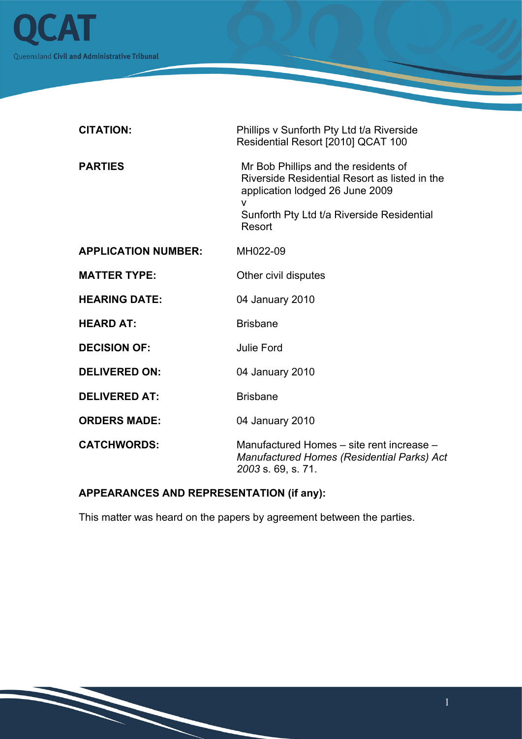QCAT

Queensland Civil and Administrative Tribunal

| | |
|---|---|
| **CITATION:** | Phillips v Sunforth Pty Ltd t/a Riverside Residential Resort [2010] QCAT 100 |
| **PARTIES** | Mr Bob Phillips and the residents of Riverside Residential Resort as listed in the application lodged 26 June 2009<br>v<br>Sunforth Pty Ltd t/a Riverside Residential Resort |
| **APPLICATION NUMBER:** | MH022-09 |
| **MATTER TYPE:** | Other civil disputes |
| **HEARING DATE:** | 04 January 2010 |
| **HEARD AT:** | Brisbane |
| **DECISION OF:** | Julie Ford |
| **DELIVERED ON:** | 04 January 2010 |
| **DELIVERED AT:** | Brisbane |
| **ORDERS MADE:** | 04 January 2010 |
| **CATCHWORDS:** | Manufactured Homes – site rent increase – *Manufactured Homes (Residential Parks) Act 2003* s. 69, s. 71. |

**APPEARANCES AND REPRESENTATION (if any):**

This matter was heard on the papers by agreement between the parties.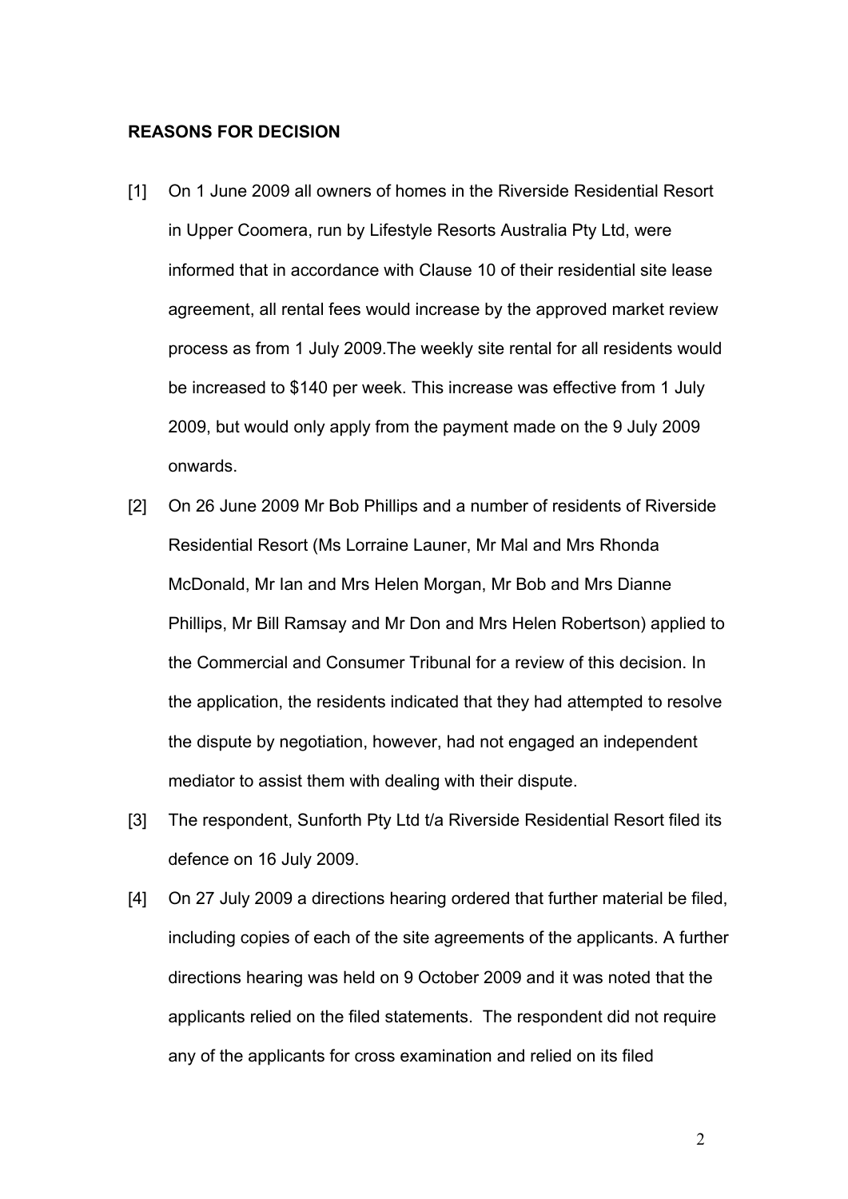**REASONS FOR DECISION**

[1] On 1 June 2009 all owners of homes in the Riverside Residential Resort in Upper Coomera, run by Lifestyle Resorts Australia Pty Ltd, were informed that in accordance with Clause 10 of their residential site lease agreement, all rental fees would increase by the approved market review process as from 1 July 2009.The weekly site rental for all residents would be increased to $140 per week. This increase was effective from 1 July 2009, but would only apply from the payment made on the 9 July 2009 onwards.

[2] On 26 June 2009 Mr Bob Phillips and a number of residents of Riverside Residential Resort (Ms Lorraine Launer, Mr Mal and Mrs Rhonda McDonald, Mr Ian and Mrs Helen Morgan, Mr Bob and Mrs Dianne Phillips, Mr Bill Ramsay and Mr Don and Mrs Helen Robertson) applied to the Commercial and Consumer Tribunal for a review of this decision. In the application, the residents indicated that they had attempted to resolve the dispute by negotiation, however, had not engaged an independent mediator to assist them with dealing with their dispute.

[3] The respondent, Sunforth Pty Ltd t/a Riverside Residential Resort filed its defence on 16 July 2009.

[4] On 27 July 2009 a directions hearing ordered that further material be filed, including copies of each of the site agreements of the applicants. A further directions hearing was held on 9 October 2009 and it was noted that the applicants relied on the filed statements. The respondent did not require any of the applicants for cross examination and relied on its filed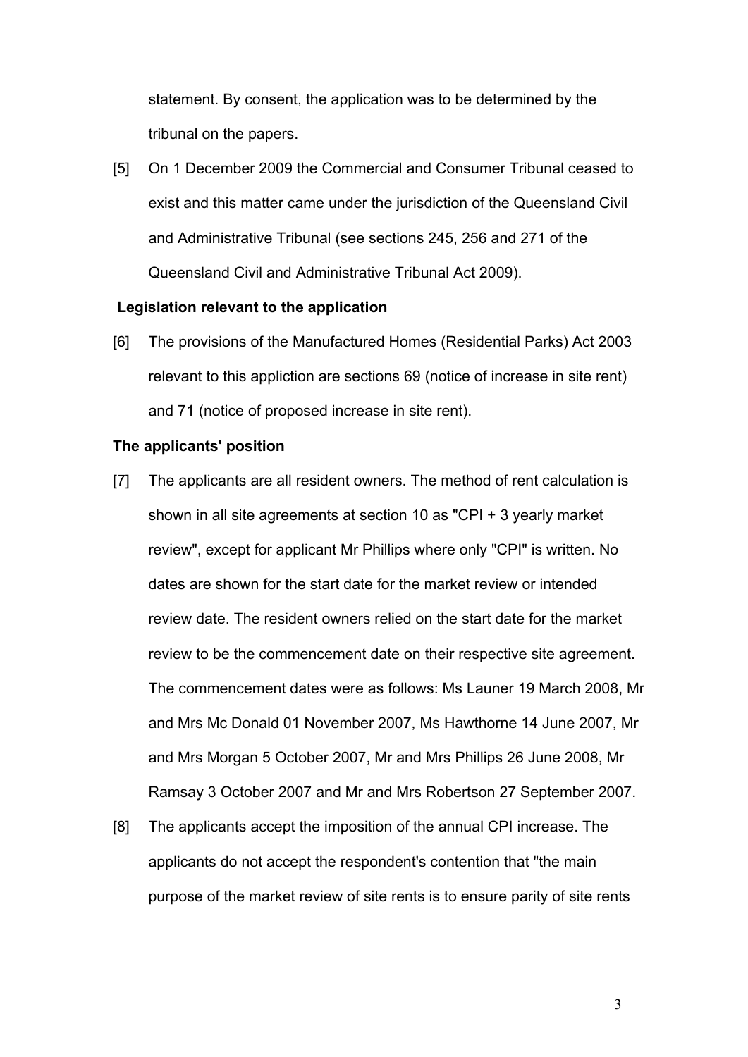statement. By consent, the application was to be determined by the tribunal on the papers.

[5] On 1 December 2009 the Commercial and Consumer Tribunal ceased to exist and this matter came under the jurisdiction of the Queensland Civil and Administrative Tribunal (see sections 245, 256 and 271 of the Queensland Civil and Administrative Tribunal Act 2009).

**Legislation relevant to the application**

[6] The provisions of the Manufactured Homes (Residential Parks) Act 2003 relevant to this appliction are sections 69 (notice of increase in site rent) and 71 (notice of proposed increase in site rent).

**The applicants' position**

[7] The applicants are all resident owners. The method of rent calculation is shown in all site agreements at section 10 as "CPI + 3 yearly market review", except for applicant Mr Phillips where only "CPI" is written. No dates are shown for the start date for the market review or intended review date. The resident owners relied on the start date for the market review to be the commencement date on their respective site agreement. The commencement dates were as follows: Ms Launer 19 March 2008, Mr and Mrs Mc Donald 01 November 2007, Ms Hawthorne 14 June 2007, Mr and Mrs Morgan 5 October 2007, Mr and Mrs Phillips 26 June 2008, Mr Ramsay 3 October 2007 and Mr and Mrs Robertson 27 September 2007.

[8] The applicants accept the imposition of the annual CPI increase. The applicants do not accept the respondent's contention that "the main purpose of the market review of site rents is to ensure parity of site rents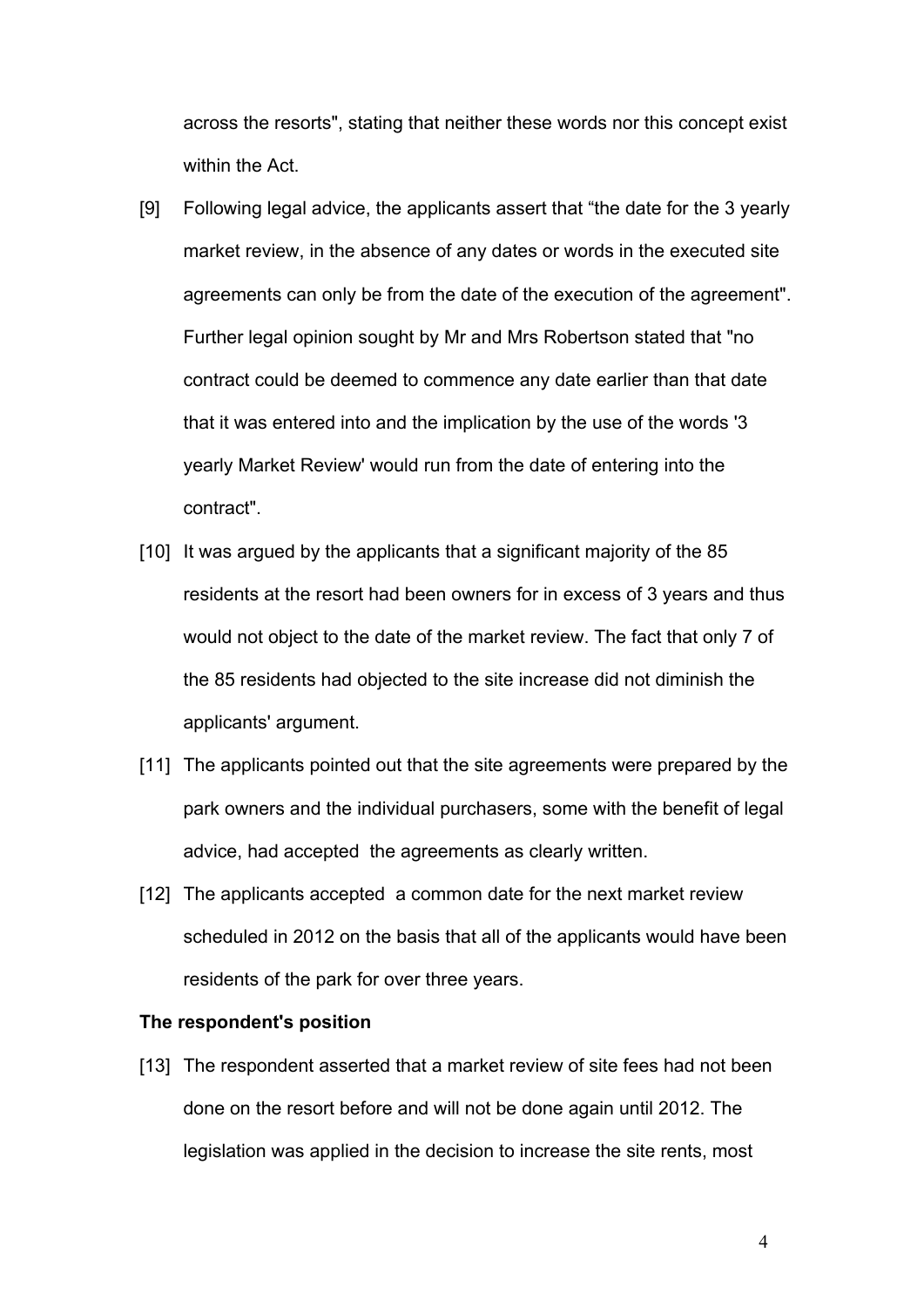across the resorts", stating that neither these words nor this concept exist within the Act.

[9] Following legal advice, the applicants assert that “the date for the 3 yearly market review, in the absence of any dates or words in the executed site agreements can only be from the date of the execution of the agreement". Further legal opinion sought by Mr and Mrs Robertson stated that "no contract could be deemed to commence any date earlier than that date that it was entered into and the implication by the use of the words '3 yearly Market Review' would run from the date of entering into the contract".

[10] It was argued by the applicants that a significant majority of the 85 residents at the resort had been owners for in excess of 3 years and thus would not object to the date of the market review. The fact that only 7 of the 85 residents had objected to the site increase did not diminish the applicants' argument.

[11] The applicants pointed out that the site agreements were prepared by the park owners and the individual purchasers, some with the benefit of legal advice, had accepted the agreements as clearly written.

[12] The applicants accepted a common date for the next market review scheduled in 2012 on the basis that all of the applicants would have been residents of the park for over three years.

**The respondent's position**

[13] The respondent asserted that a market review of site fees had not been done on the resort before and will not be done again until 2012. The legislation was applied in the decision to increase the site rents, most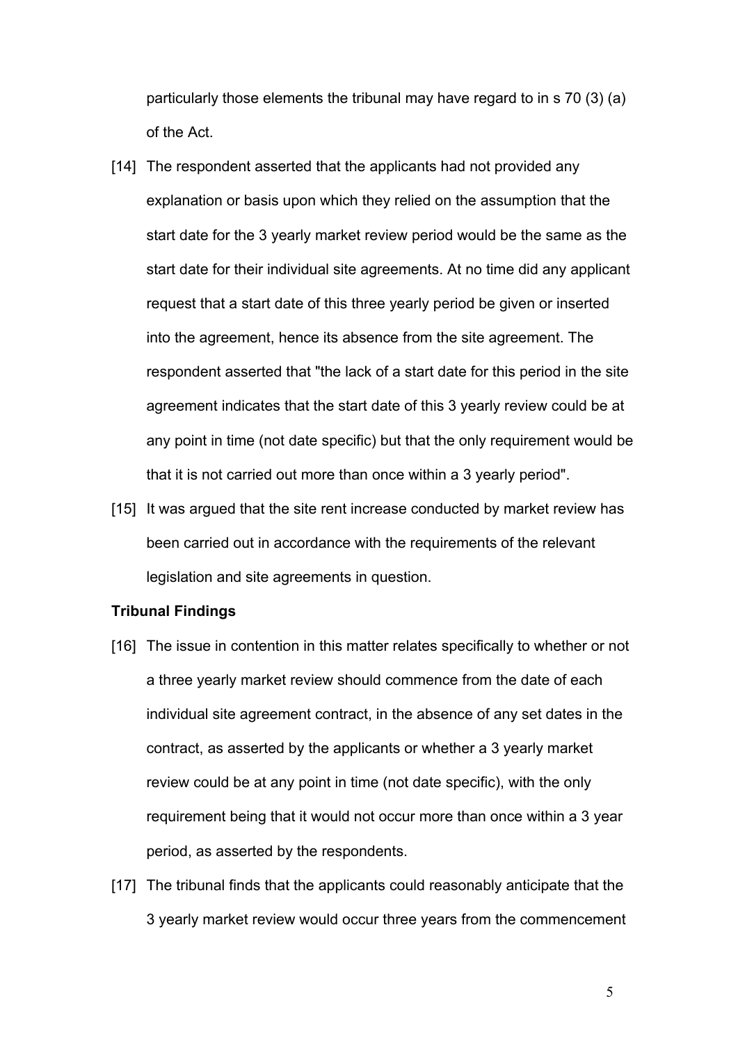particularly those elements the tribunal may have regard to in s 70 (3) (a) of the Act.

[14] The respondent asserted that the applicants had not provided any explanation or basis upon which they relied on the assumption that the start date for the 3 yearly market review period would be the same as the start date for their individual site agreements. At no time did any applicant request that a start date of this three yearly period be given or inserted into the agreement, hence its absence from the site agreement. The respondent asserted that "the lack of a start date for this period in the site agreement indicates that the start date of this 3 yearly review could be at any point in time (not date specific) but that the only requirement would be that it is not carried out more than once within a 3 yearly period".

[15] It was argued that the site rent increase conducted by market review has been carried out in accordance with the requirements of the relevant legislation and site agreements in question.

**Tribunal Findings**

[16] The issue in contention in this matter relates specifically to whether or not a three yearly market review should commence from the date of each individual site agreement contract, in the absence of any set dates in the contract, as asserted by the applicants or whether a 3 yearly market review could be at any point in time (not date specific), with the only requirement being that it would not occur more than once within a 3 year period, as asserted by the respondents.

[17] The tribunal finds that the applicants could reasonably anticipate that the 3 yearly market review would occur three years from the commencement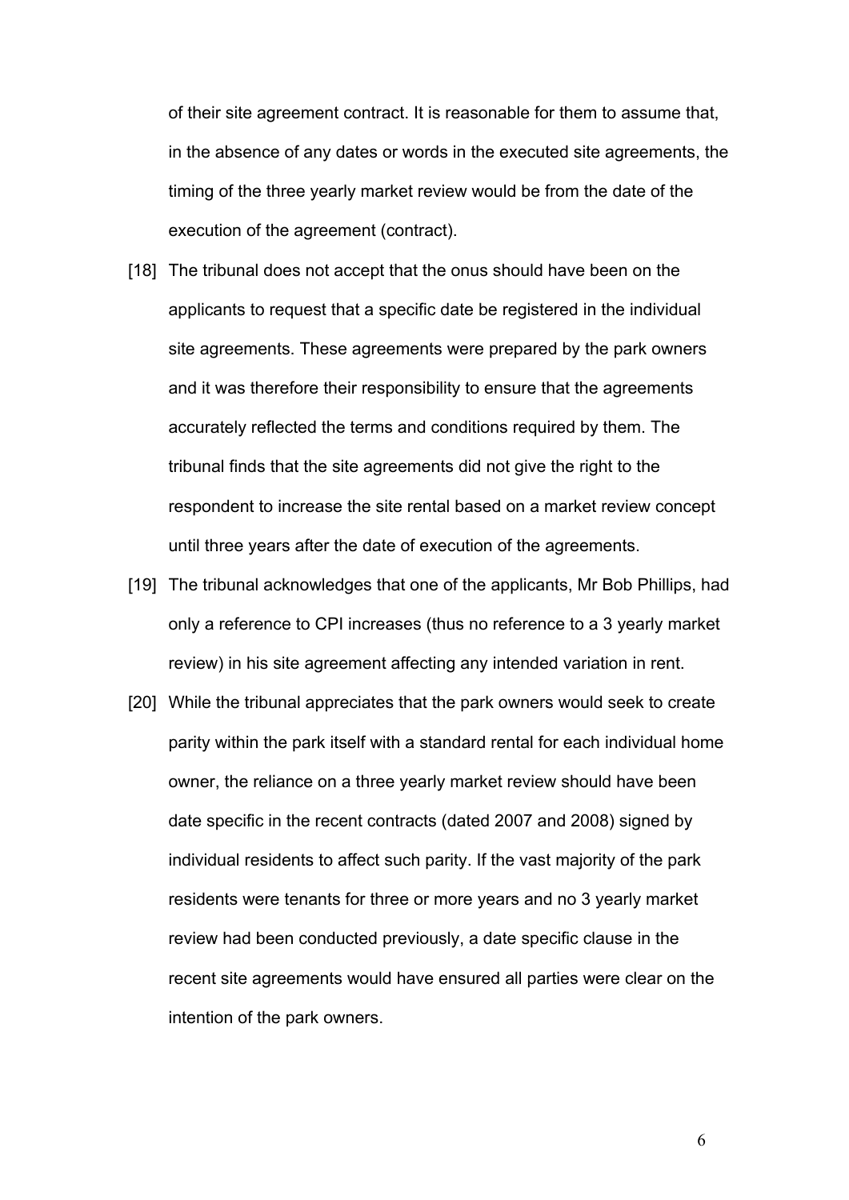of their site agreement contract. It is reasonable for them to assume that, in the absence of any dates or words in the executed site agreements, the timing of the three yearly market review would be from the date of the execution of the agreement (contract).

[18] The tribunal does not accept that the onus should have been on the applicants to request that a specific date be registered in the individual site agreements. These agreements were prepared by the park owners and it was therefore their responsibility to ensure that the agreements accurately reflected the terms and conditions required by them. The tribunal finds that the site agreements did not give the right to the respondent to increase the site rental based on a market review concept until three years after the date of execution of the agreements.

[19] The tribunal acknowledges that one of the applicants, Mr Bob Phillips, had only a reference to CPI increases (thus no reference to a 3 yearly market review) in his site agreement affecting any intended variation in rent.

[20] While the tribunal appreciates that the park owners would seek to create parity within the park itself with a standard rental for each individual home owner, the reliance on a three yearly market review should have been date specific in the recent contracts (dated 2007 and 2008) signed by individual residents to affect such parity. If the vast majority of the park residents were tenants for three or more years and no 3 yearly market review had been conducted previously, a date specific clause in the recent site agreements would have ensured all parties were clear on the intention of the park owners.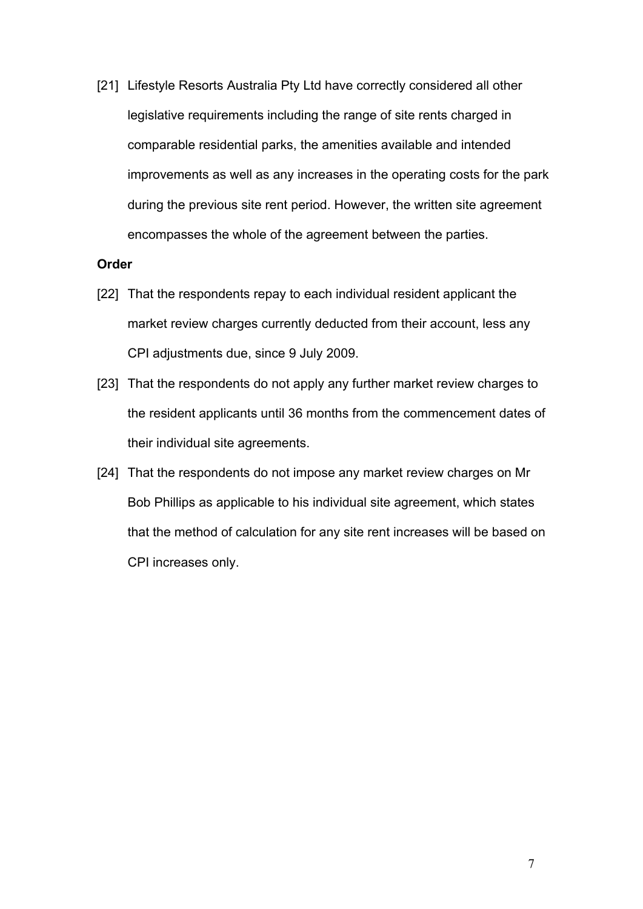[21] Lifestyle Resorts Australia Pty Ltd have correctly considered all other legislative requirements including the range of site rents charged in comparable residential parks, the amenities available and intended improvements as well as any increases in the operating costs for the park during the previous site rent period. However, the written site agreement encompasses the whole of the agreement between the parties.

**Order**

[22] That the respondents repay to each individual resident applicant the market review charges currently deducted from their account, less any CPI adjustments due, since 9 July 2009.

[23] That the respondents do not apply any further market review charges to the resident applicants until 36 months from the commencement dates of their individual site agreements.

[24] That the respondents do not impose any market review charges on Mr Bob Phillips as applicable to his individual site agreement, which states that the method of calculation for any site rent increases will be based on CPI increases only.